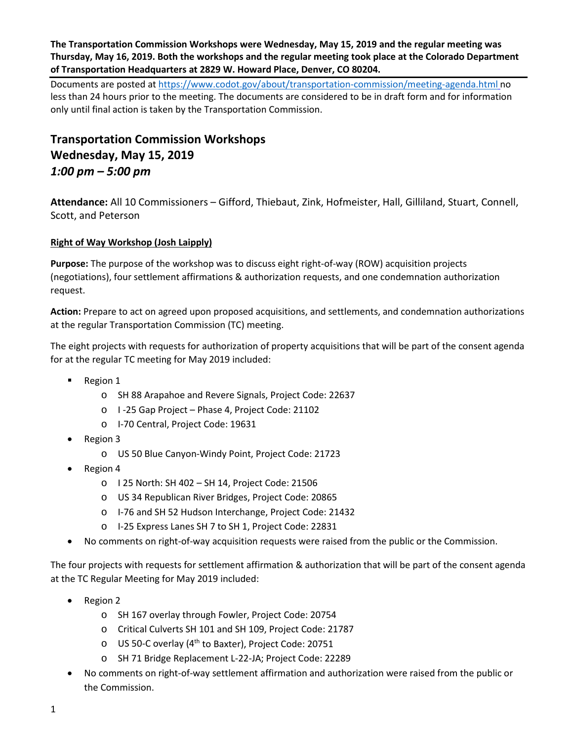**The Transportation Commission Workshops were Wednesday, May 15, 2019 and the regular meeting was Thursday, May 16, 2019. Both the workshops and the regular meeting took place at the Colorado Department of Transportation Headquarters at 2829 W. Howard Place, Denver, CO 80204.**

Documents are posted at https://www.codot.gov/about/transportation-commission/meeting-agenda.html no less than 24 hours prior to the meeting. The documents are considered to be in draft form and for information only until final action is taken by the Transportation Commission.

# Transportation Commission Workshops
# Wednesday, May 15, 2019
# *1:00 pm – 5:00 pm*

**Attendance:** All 10 Commissioners – Gifford, Thiebaut, Zink, Hofmeister, Hall, Gilliland, Stuart, Connell, Scott, and Peterson

**Right of Way Workshop (Josh Laipply)**

**Purpose:** The purpose of the workshop was to discuss eight right-of-way (ROW) acquisition projects (negotiations), four settlement affirmations & authorization requests, and one condemnation authorization request.

**Action:** Prepare to act on agreed upon proposed acquisitions, and settlements, and condemnation authorizations at the regular Transportation Commission (TC) meeting.

The eight projects with requests for authorization of property acquisitions that will be part of the consent agenda for at the regular TC meeting for May 2019 included:

- Region 1
  - SH 88 Arapahoe and Revere Signals, Project Code: 22637
  - I -25 Gap Project – Phase 4, Project Code: 21102
  - I-70 Central, Project Code: 19631
- Region 3
  - US 50 Blue Canyon-Windy Point, Project Code: 21723
- Region 4
  - I 25 North: SH 402 – SH 14, Project Code: 21506
  - US 34 Republican River Bridges, Project Code: 20865
  - I-76 and SH 52 Hudson Interchange, Project Code: 21432
  - I-25 Express Lanes SH 7 to SH 1, Project Code: 22831
- No comments on right-of-way acquisition requests were raised from the public or the Commission.

The four projects with requests for settlement affirmation & authorization that will be part of the consent agenda at the TC Regular Meeting for May 2019 included:

- Region 2
  - SH 167 overlay through Fowler, Project Code: 20754
  - Critical Culverts SH 101 and SH 109, Project Code: 21787
  - US 50-C overlay (4th to Baxter), Project Code: 20751
  - SH 71 Bridge Replacement L-22-JA; Project Code: 22289
- No comments on right-of-way settlement affirmation and authorization were raised from the public or the Commission.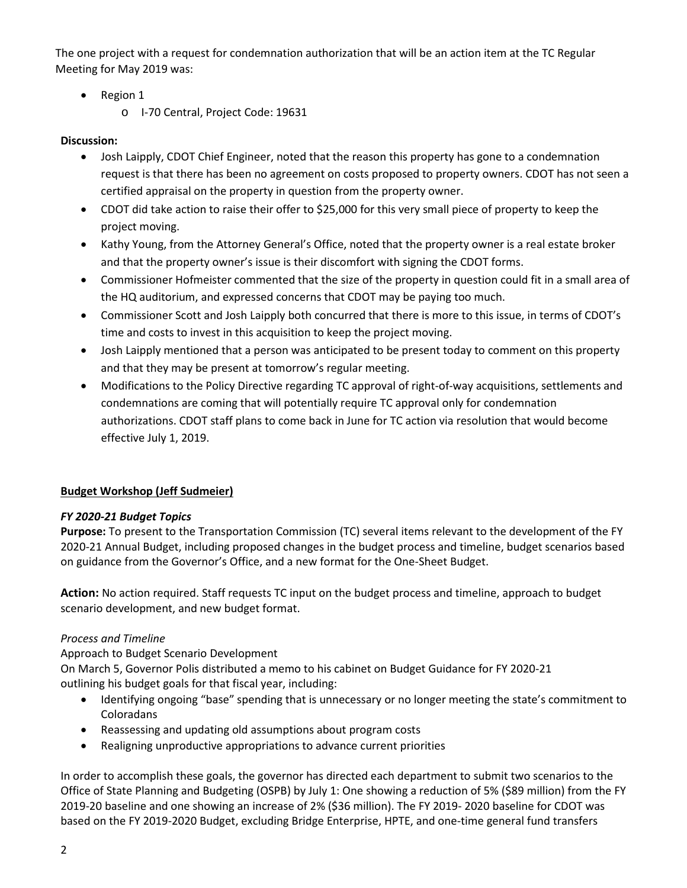The one project with a request for condemnation authorization that will be an action item at the TC Regular Meeting for May 2019 was:

- Region 1
  - I-70 Central, Project Code: 19631

**Discussion:**

- Josh Laipply, CDOT Chief Engineer, noted that the reason this property has gone to a condemnation request is that there has been no agreement on costs proposed to property owners. CDOT has not seen a certified appraisal on the property in question from the property owner.
- CDOT did take action to raise their offer to $25,000 for this very small piece of property to keep the project moving.
- Kathy Young, from the Attorney General's Office, noted that the property owner is a real estate broker and that the property owner's issue is their discomfort with signing the CDOT forms.
- Commissioner Hofmeister commented that the size of the property in question could fit in a small area of the HQ auditorium, and expressed concerns that CDOT may be paying too much.
- Commissioner Scott and Josh Laipply both concurred that there is more to this issue, in terms of CDOT's time and costs to invest in this acquisition to keep the project moving.
- Josh Laipply mentioned that a person was anticipated to be present today to comment on this property and that they may be present at tomorrow's regular meeting.
- Modifications to the Policy Directive regarding TC approval of right-of-way acquisitions, settlements and condemnations are coming that will potentially require TC approval only for condemnation authorizations. CDOT staff plans to come back in June for TC action via resolution that would become effective July 1, 2019.

**Budget Workshop (Jeff Sudmeier)**

***FY 2020-21 Budget Topics***

**Purpose:** To present to the Transportation Commission (TC) several items relevant to the development of the FY 2020-21 Annual Budget, including proposed changes in the budget process and timeline, budget scenarios based on guidance from the Governor's Office, and a new format for the One-Sheet Budget.

**Action:** No action required. Staff requests TC input on the budget process and timeline, approach to budget scenario development, and new budget format.

*Process and Timeline*

Approach to Budget Scenario Development

On March 5, Governor Polis distributed a memo to his cabinet on Budget Guidance for FY 2020-21 outlining his budget goals for that fiscal year, including:

- Identifying ongoing "base" spending that is unnecessary or no longer meeting the state's commitment to Coloradans
- Reassessing and updating old assumptions about program costs
- Realigning unproductive appropriations to advance current priorities

In order to accomplish these goals, the governor has directed each department to submit two scenarios to the Office of State Planning and Budgeting (OSPB) by July 1: One showing a reduction of 5% ($89 million) from the FY 2019-20 baseline and one showing an increase of 2% ($36 million). The FY 2019- 2020 baseline for CDOT was based on the FY 2019-2020 Budget, excluding Bridge Enterprise, HPTE, and one-time general fund transfers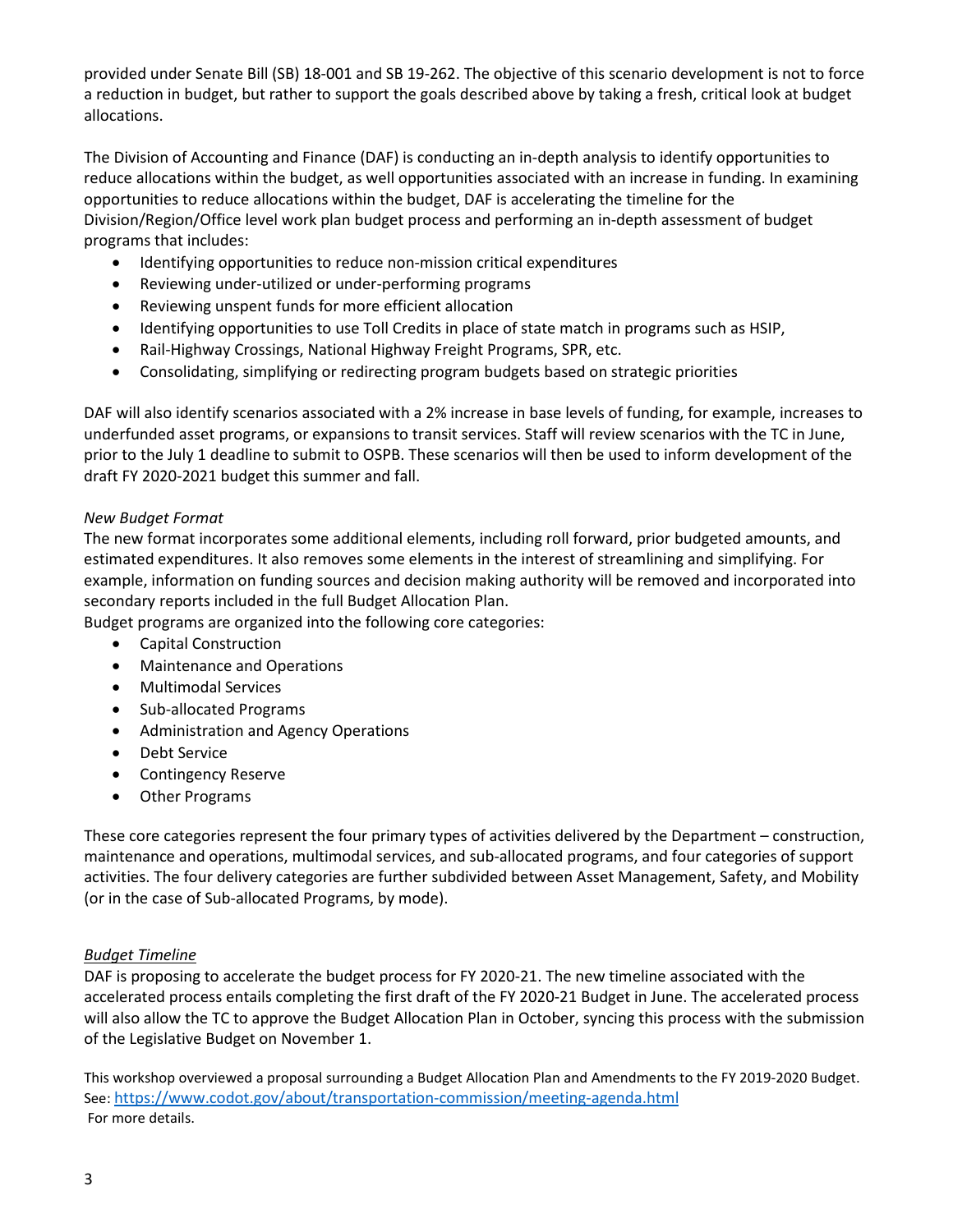provided under Senate Bill (SB) 18-001 and SB 19-262. The objective of this scenario development is not to force a reduction in budget, but rather to support the goals described above by taking a fresh, critical look at budget allocations.

The Division of Accounting and Finance (DAF) is conducting an in-depth analysis to identify opportunities to reduce allocations within the budget, as well opportunities associated with an increase in funding. In examining opportunities to reduce allocations within the budget, DAF is accelerating the timeline for the Division/Region/Office level work plan budget process and performing an in-depth assessment of budget programs that includes:

- Identifying opportunities to reduce non-mission critical expenditures
- Reviewing under-utilized or under-performing programs
- Reviewing unspent funds for more efficient allocation
- Identifying opportunities to use Toll Credits in place of state match in programs such as HSIP,
- Rail-Highway Crossings, National Highway Freight Programs, SPR, etc.
- Consolidating, simplifying or redirecting program budgets based on strategic priorities

DAF will also identify scenarios associated with a 2% increase in base levels of funding, for example, increases to underfunded asset programs, or expansions to transit services. Staff will review scenarios with the TC in June, prior to the July 1 deadline to submit to OSPB. These scenarios will then be used to inform development of the draft FY 2020-2021 budget this summer and fall.

*New Budget Format*

The new format incorporates some additional elements, including roll forward, prior budgeted amounts, and estimated expenditures. It also removes some elements in the interest of streamlining and simplifying. For example, information on funding sources and decision making authority will be removed and incorporated into secondary reports included in the full Budget Allocation Plan.

Budget programs are organized into the following core categories:

- Capital Construction
- Maintenance and Operations
- Multimodal Services
- Sub-allocated Programs
- Administration and Agency Operations
- Debt Service
- Contingency Reserve
- Other Programs

These core categories represent the four primary types of activities delivered by the Department – construction, maintenance and operations, multimodal services, and sub-allocated programs, and four categories of support activities. The four delivery categories are further subdivided between Asset Management, Safety, and Mobility (or in the case of Sub-allocated Programs, by mode).

*<u>Budget Timeline</u>*

DAF is proposing to accelerate the budget process for FY 2020-21. The new timeline associated with the accelerated process entails completing the first draft of the FY 2020-21 Budget in June. The accelerated process will also allow the TC to approve the Budget Allocation Plan in October, syncing this process with the submission of the Legislative Budget on November 1.

This workshop overviewed a proposal surrounding a Budget Allocation Plan and Amendments to the FY 2019-2020 Budget. See: https://www.codot.gov/about/transportation-commission/meeting-agenda.html For more details.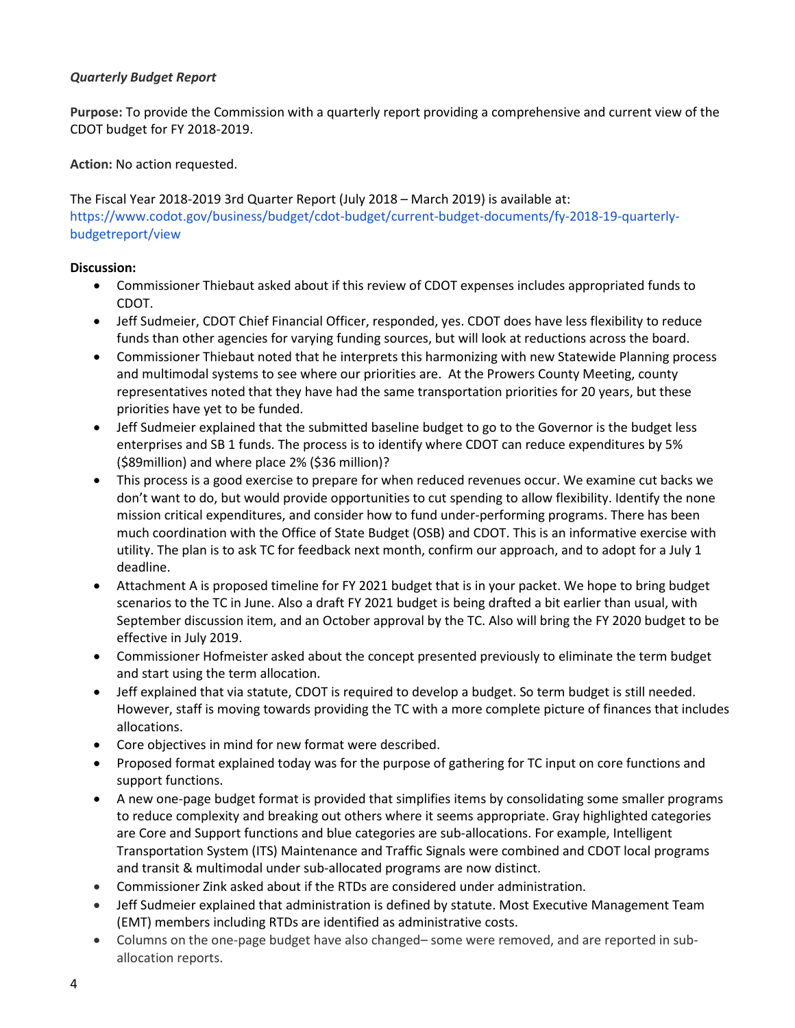*Quarterly Budget Report*

**Purpose:** To provide the Commission with a quarterly report providing a comprehensive and current view of the CDOT budget for FY 2018-2019.

**Action:** No action requested.

The Fiscal Year 2018-2019 3rd Quarter Report (July 2018 – March 2019) is available at: https://www.codot.gov/business/budget/cdot-budget/current-budget-documents/fy-2018-19-quarterly-budgetreport/view

**Discussion:**

- Commissioner Thiebaut asked about if this review of CDOT expenses includes appropriated funds to CDOT.
- Jeff Sudmeier, CDOT Chief Financial Officer, responded, yes. CDOT does have less flexibility to reduce funds than other agencies for varying funding sources, but will look at reductions across the board.
- Commissioner Thiebaut noted that he interprets this harmonizing with new Statewide Planning process and multimodal systems to see where our priorities are. At the Prowers County Meeting, county representatives noted that they have had the same transportation priorities for 20 years, but these priorities have yet to be funded.
- Jeff Sudmeier explained that the submitted baseline budget to go to the Governor is the budget less enterprises and SB 1 funds. The process is to identify where CDOT can reduce expenditures by 5% ($89million) and where place 2% ($36 million)?
- This process is a good exercise to prepare for when reduced revenues occur. We examine cut backs we don't want to do, but would provide opportunities to cut spending to allow flexibility. Identify the none mission critical expenditures, and consider how to fund under-performing programs. There has been much coordination with the Office of State Budget (OSB) and CDOT. This is an informative exercise with utility. The plan is to ask TC for feedback next month, confirm our approach, and to adopt for a July 1 deadline.
- Attachment A is proposed timeline for FY 2021 budget that is in your packet. We hope to bring budget scenarios to the TC in June. Also a draft FY 2021 budget is being drafted a bit earlier than usual, with September discussion item, and an October approval by the TC. Also will bring the FY 2020 budget to be effective in July 2019.
- Commissioner Hofmeister asked about the concept presented previously to eliminate the term budget and start using the term allocation.
- Jeff explained that via statute, CDOT is required to develop a budget. So term budget is still needed. However, staff is moving towards providing the TC with a more complete picture of finances that includes allocations.
- Core objectives in mind for new format were described.
- Proposed format explained today was for the purpose of gathering for TC input on core functions and support functions.
- A new one-page budget format is provided that simplifies items by consolidating some smaller programs to reduce complexity and breaking out others where it seems appropriate. Gray highlighted categories are Core and Support functions and blue categories are sub-allocations. For example, Intelligent Transportation System (ITS) Maintenance and Traffic Signals were combined and CDOT local programs and transit & multimodal under sub-allocated programs are now distinct.
- Commissioner Zink asked about if the RTDs are considered under administration.
- Jeff Sudmeier explained that administration is defined by statute. Most Executive Management Team (EMT) members including RTDs are identified as administrative costs.
- Columns on the one-page budget have also changed– some were removed, and are reported in sub-allocation reports.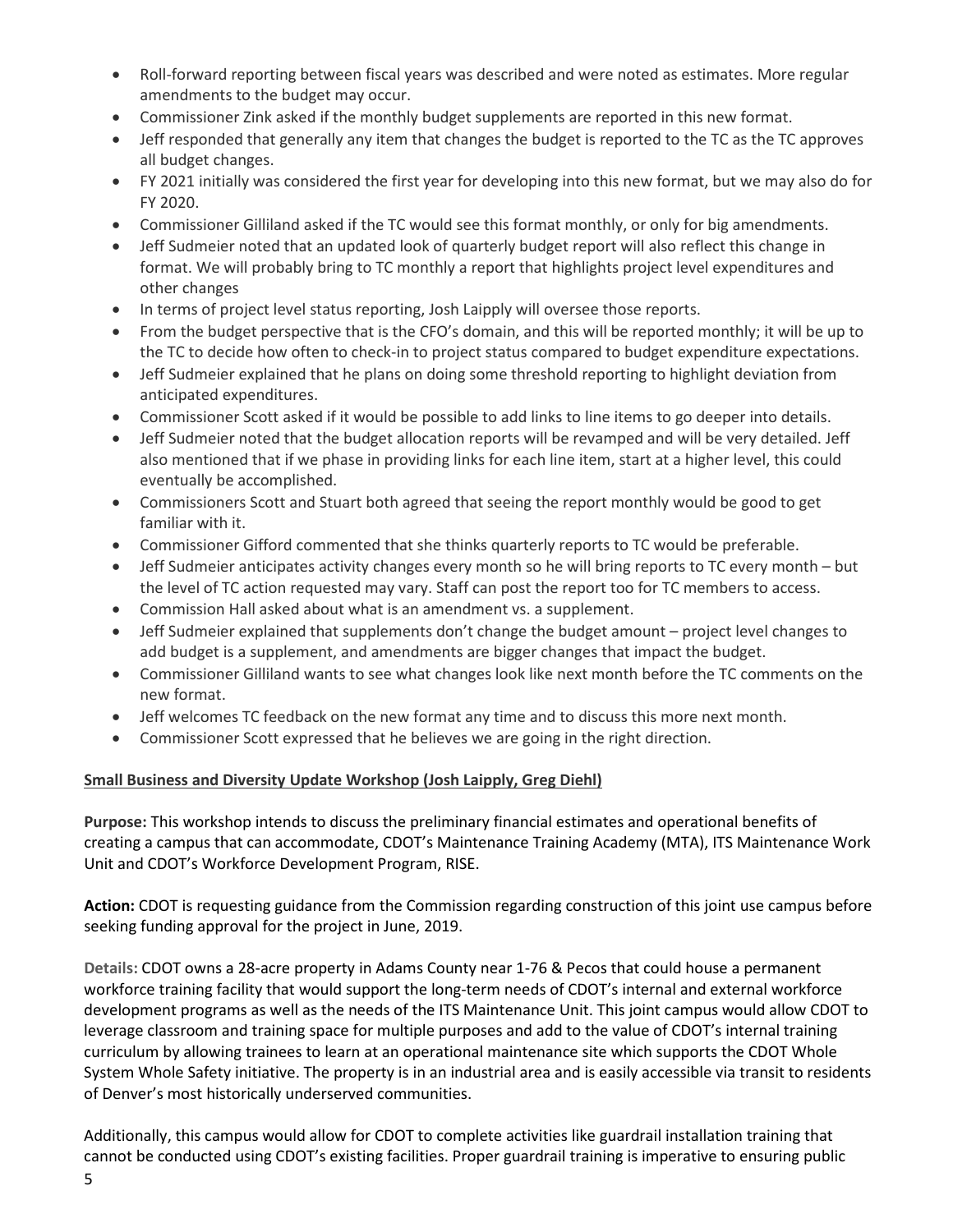- Roll-forward reporting between fiscal years was described and were noted as estimates. More regular amendments to the budget may occur.
- Commissioner Zink asked if the monthly budget supplements are reported in this new format.
- Jeff responded that generally any item that changes the budget is reported to the TC as the TC approves all budget changes.
- FY 2021 initially was considered the first year for developing into this new format, but we may also do for FY 2020.
- Commissioner Gilliland asked if the TC would see this format monthly, or only for big amendments.
- Jeff Sudmeier noted that an updated look of quarterly budget report will also reflect this change in format. We will probably bring to TC monthly a report that highlights project level expenditures and other changes
- In terms of project level status reporting, Josh Laipply will oversee those reports.
- From the budget perspective that is the CFO's domain, and this will be reported monthly; it will be up to the TC to decide how often to check-in to project status compared to budget expenditure expectations.
- Jeff Sudmeier explained that he plans on doing some threshold reporting to highlight deviation from anticipated expenditures.
- Commissioner Scott asked if it would be possible to add links to line items to go deeper into details.
- Jeff Sudmeier noted that the budget allocation reports will be revamped and will be very detailed. Jeff also mentioned that if we phase in providing links for each line item, start at a higher level, this could eventually be accomplished.
- Commissioners Scott and Stuart both agreed that seeing the report monthly would be good to get familiar with it.
- Commissioner Gifford commented that she thinks quarterly reports to TC would be preferable.
- Jeff Sudmeier anticipates activity changes every month so he will bring reports to TC every month – but the level of TC action requested may vary. Staff can post the report too for TC members to access.
- Commission Hall asked about what is an amendment vs. a supplement.
- Jeff Sudmeier explained that supplements don't change the budget amount – project level changes to add budget is a supplement, and amendments are bigger changes that impact the budget.
- Commissioner Gilliland wants to see what changes look like next month before the TC comments on the new format.
- Jeff welcomes TC feedback on the new format any time and to discuss this more next month.
- Commissioner Scott expressed that he believes we are going in the right direction.

**Small Business and Diversity Update Workshop (Josh Laipply, Greg Diehl)**

**Purpose:** This workshop intends to discuss the preliminary financial estimates and operational benefits of creating a campus that can accommodate, CDOT's Maintenance Training Academy (MTA), ITS Maintenance Work Unit and CDOT's Workforce Development Program, RISE.

**Action:** CDOT is requesting guidance from the Commission regarding construction of this joint use campus before seeking funding approval for the project in June, 2019.

**Details:** CDOT owns a 28-acre property in Adams County near 1-76 & Pecos that could house a permanent workforce training facility that would support the long-term needs of CDOT's internal and external workforce development programs as well as the needs of the ITS Maintenance Unit. This joint campus would allow CDOT to leverage classroom and training space for multiple purposes and add to the value of CDOT's internal training curriculum by allowing trainees to learn at an operational maintenance site which supports the CDOT Whole System Whole Safety initiative. The property is in an industrial area and is easily accessible via transit to residents of Denver's most historically underserved communities.

Additionally, this campus would allow for CDOT to complete activities like guardrail installation training that cannot be conducted using CDOT's existing facilities. Proper guardrail training is imperative to ensuring public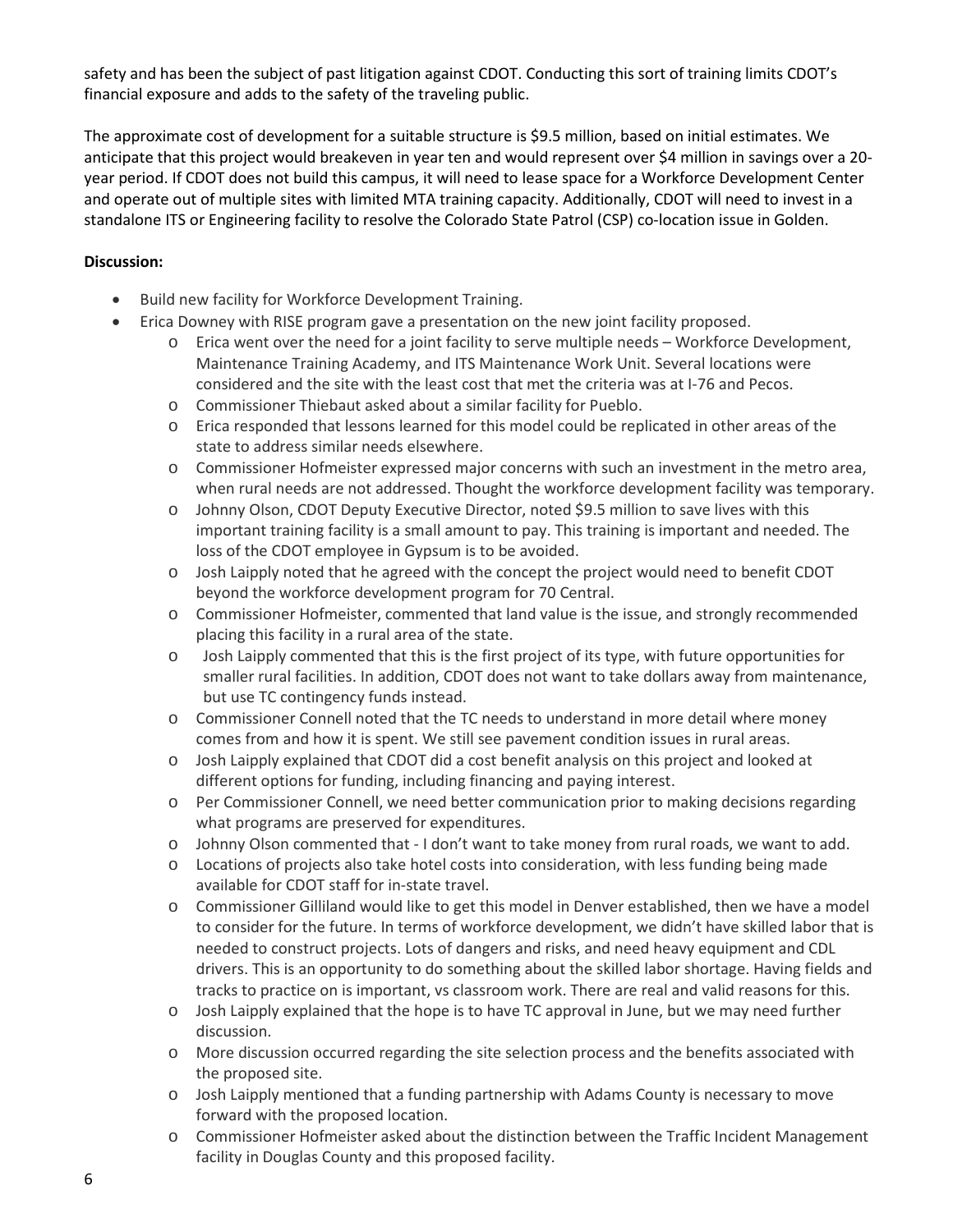safety and has been the subject of past litigation against CDOT. Conducting this sort of training limits CDOT's financial exposure and adds to the safety of the traveling public.

The approximate cost of development for a suitable structure is $9.5 million, based on initial estimates. We anticipate that this project would breakeven in year ten and would represent over $4 million in savings over a 20-year period. If CDOT does not build this campus, it will need to lease space for a Workforce Development Center and operate out of multiple sites with limited MTA training capacity. Additionally, CDOT will need to invest in a standalone ITS or Engineering facility to resolve the Colorado State Patrol (CSP) co-location issue in Golden.

**Discussion:**

- Build new facility for Workforce Development Training.
- Erica Downey with RISE program gave a presentation on the new joint facility proposed.
  - Erica went over the need for a joint facility to serve multiple needs – Workforce Development, Maintenance Training Academy, and ITS Maintenance Work Unit. Several locations were considered and the site with the least cost that met the criteria was at I-76 and Pecos.
  - Commissioner Thiebaut asked about a similar facility for Pueblo.
  - Erica responded that lessons learned for this model could be replicated in other areas of the state to address similar needs elsewhere.
  - Commissioner Hofmeister expressed major concerns with such an investment in the metro area, when rural needs are not addressed. Thought the workforce development facility was temporary.
  - Johnny Olson, CDOT Deputy Executive Director, noted $9.5 million to save lives with this important training facility is a small amount to pay. This training is important and needed. The loss of the CDOT employee in Gypsum is to be avoided.
  - Josh Laipply noted that he agreed with the concept the project would need to benefit CDOT beyond the workforce development program for 70 Central.
  - Commissioner Hofmeister, commented that land value is the issue, and strongly recommended placing this facility in a rural area of the state.
  - Josh Laipply commented that this is the first project of its type, with future opportunities for smaller rural facilities. In addition, CDOT does not want to take dollars away from maintenance, but use TC contingency funds instead.
  - Commissioner Connell noted that the TC needs to understand in more detail where money comes from and how it is spent. We still see pavement condition issues in rural areas.
  - Josh Laipply explained that CDOT did a cost benefit analysis on this project and looked at different options for funding, including financing and paying interest.
  - Per Commissioner Connell, we need better communication prior to making decisions regarding what programs are preserved for expenditures.
  - Johnny Olson commented that - I don't want to take money from rural roads, we want to add.
  - Locations of projects also take hotel costs into consideration, with less funding being made available for CDOT staff for in-state travel.
  - Commissioner Gilliland would like to get this model in Denver established, then we have a model to consider for the future. In terms of workforce development, we didn't have skilled labor that is needed to construct projects. Lots of dangers and risks, and need heavy equipment and CDL drivers. This is an opportunity to do something about the skilled labor shortage. Having fields and tracks to practice on is important, vs classroom work. There are real and valid reasons for this.
  - Josh Laipply explained that the hope is to have TC approval in June, but we may need further discussion.
  - More discussion occurred regarding the site selection process and the benefits associated with the proposed site.
  - Josh Laipply mentioned that a funding partnership with Adams County is necessary to move forward with the proposed location.
  - Commissioner Hofmeister asked about the distinction between the Traffic Incident Management facility in Douglas County and this proposed facility.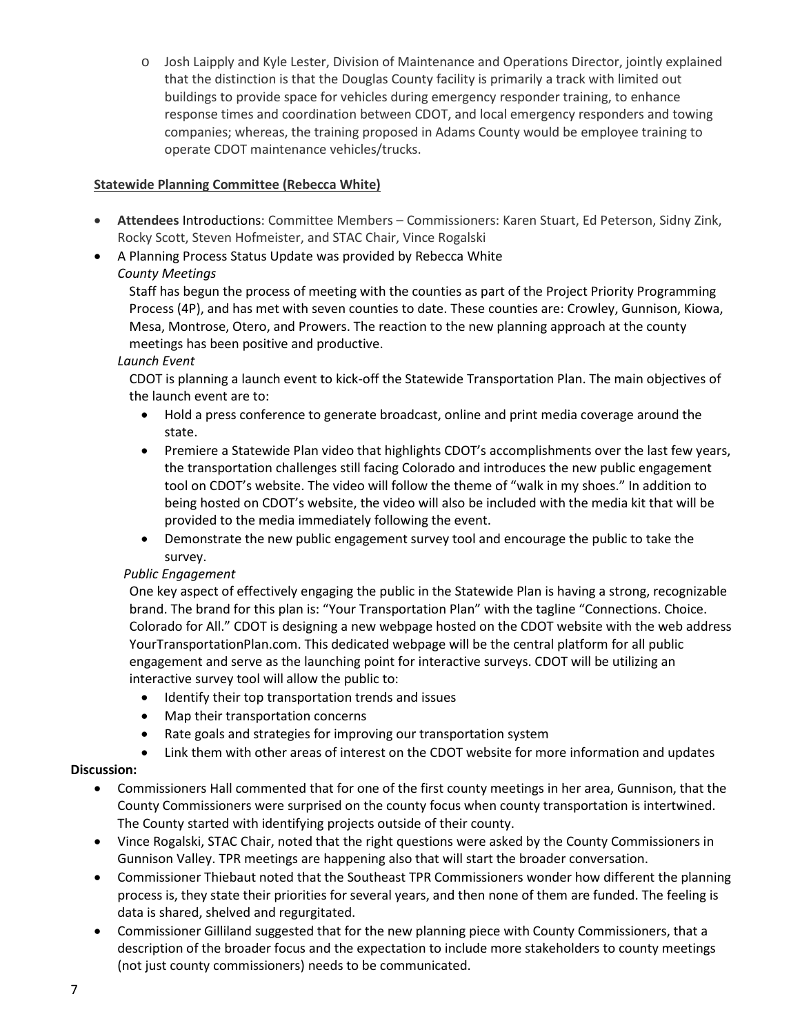- Josh Laipply and Kyle Lester, Division of Maintenance and Operations Director, jointly explained that the distinction is that the Douglas County facility is primarily a track with limited out buildings to provide space for vehicles during emergency responder training, to enhance response times and coordination between CDOT, and local emergency responders and towing companies; whereas, the training proposed in Adams County would be employee training to operate CDOT maintenance vehicles/trucks.

**Statewide Planning Committee (Rebecca White)**

- **Attendees** Introductions: Committee Members – Commissioners: Karen Stuart, Ed Peterson, Sidny Zink, Rocky Scott, Steven Hofmeister, and STAC Chair, Vince Rogalski
- A Planning Process Status Update was provided by Rebecca White

  *County Meetings*

  Staff has begun the process of meeting with the counties as part of the Project Priority Programming Process (4P), and has met with seven counties to date. These counties are: Crowley, Gunnison, Kiowa, Mesa, Montrose, Otero, and Prowers. The reaction to the new planning approach at the county meetings has been positive and productive.

  *Launch Event*

  CDOT is planning a launch event to kick-off the Statewide Transportation Plan. The main objectives of the launch event are to:

  - Hold a press conference to generate broadcast, online and print media coverage around the state.
  - Premiere a Statewide Plan video that highlights CDOT's accomplishments over the last few years, the transportation challenges still facing Colorado and introduces the new public engagement tool on CDOT's website. The video will follow the theme of "walk in my shoes." In addition to being hosted on CDOT's website, the video will also be included with the media kit that will be provided to the media immediately following the event.
  - Demonstrate the new public engagement survey tool and encourage the public to take the survey.

  *Public Engagement*

  One key aspect of effectively engaging the public in the Statewide Plan is having a strong, recognizable brand. The brand for this plan is: "Your Transportation Plan" with the tagline "Connections. Choice. Colorado for All." CDOT is designing a new webpage hosted on the CDOT website with the web address YourTransportationPlan.com. This dedicated webpage will be the central platform for all public engagement and serve as the launching point for interactive surveys. CDOT will be utilizing an interactive survey tool will allow the public to:

  - Identify their top transportation trends and issues
  - Map their transportation concerns
  - Rate goals and strategies for improving our transportation system
  - Link them with other areas of interest on the CDOT website for more information and updates

**Discussion:**

- Commissioners Hall commented that for one of the first county meetings in her area, Gunnison, that the County Commissioners were surprised on the county focus when county transportation is intertwined. The County started with identifying projects outside of their county.
- Vince Rogalski, STAC Chair, noted that the right questions were asked by the County Commissioners in Gunnison Valley. TPR meetings are happening also that will start the broader conversation.
- Commissioner Thiebaut noted that the Southeast TPR Commissioners wonder how different the planning process is, they state their priorities for several years, and then none of them are funded. The feeling is data is shared, shelved and regurgitated.
- Commissioner Gilliland suggested that for the new planning piece with County Commissioners, that a description of the broader focus and the expectation to include more stakeholders to county meetings (not just county commissioners) needs to be communicated.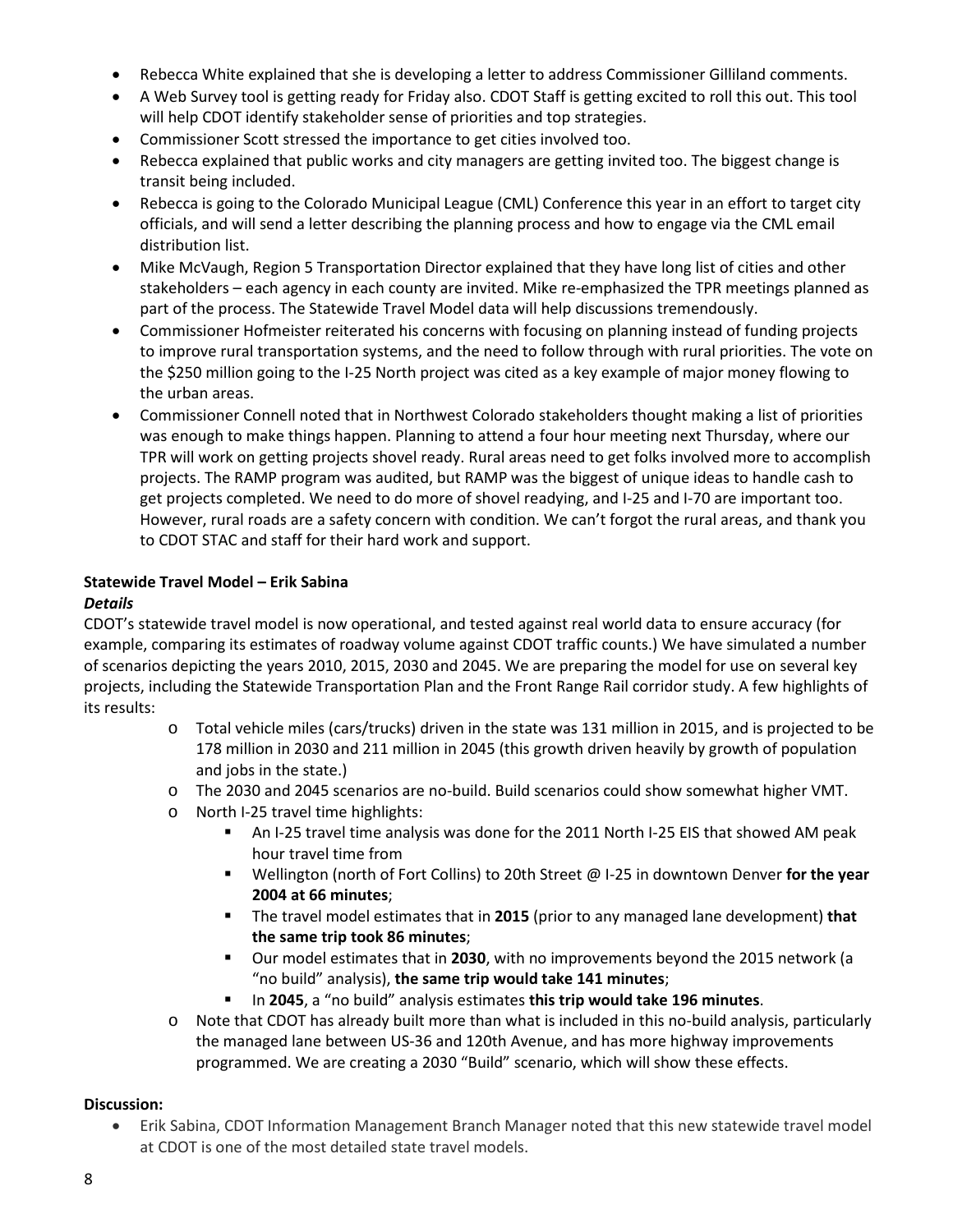- Rebecca White explained that she is developing a letter to address Commissioner Gilliland comments.
- A Web Survey tool is getting ready for Friday also. CDOT Staff is getting excited to roll this out. This tool will help CDOT identify stakeholder sense of priorities and top strategies.
- Commissioner Scott stressed the importance to get cities involved too.
- Rebecca explained that public works and city managers are getting invited too. The biggest change is transit being included.
- Rebecca is going to the Colorado Municipal League (CML) Conference this year in an effort to target city officials, and will send a letter describing the planning process and how to engage via the CML email distribution list.
- Mike McVaugh, Region 5 Transportation Director explained that they have long list of cities and other stakeholders – each agency in each county are invited. Mike re-emphasized the TPR meetings planned as part of the process. The Statewide Travel Model data will help discussions tremendously.
- Commissioner Hofmeister reiterated his concerns with focusing on planning instead of funding projects to improve rural transportation systems, and the need to follow through with rural priorities. The vote on the $250 million going to the I-25 North project was cited as a key example of major money flowing to the urban areas.
- Commissioner Connell noted that in Northwest Colorado stakeholders thought making a list of priorities was enough to make things happen. Planning to attend a four hour meeting next Thursday, where our TPR will work on getting projects shovel ready. Rural areas need to get folks involved more to accomplish projects. The RAMP program was audited, but RAMP was the biggest of unique ideas to handle cash to get projects completed. We need to do more of shovel readying, and I-25 and I-70 are important too. However, rural roads are a safety concern with condition. We can't forgot the rural areas, and thank you to CDOT STAC and staff for their hard work and support.

**Statewide Travel Model – Erik Sabina**

***Details***

CDOT's statewide travel model is now operational, and tested against real world data to ensure accuracy (for example, comparing its estimates of roadway volume against CDOT traffic counts.) We have simulated a number of scenarios depicting the years 2010, 2015, 2030 and 2045. We are preparing the model for use on several key projects, including the Statewide Transportation Plan and the Front Range Rail corridor study. A few highlights of its results:

- Total vehicle miles (cars/trucks) driven in the state was 131 million in 2015, and is projected to be 178 million in 2030 and 211 million in 2045 (this growth driven heavily by growth of population and jobs in the state.)
- The 2030 and 2045 scenarios are no-build. Build scenarios could show somewhat higher VMT.
- North I-25 travel time highlights:
  - An I-25 travel time analysis was done for the 2011 North I-25 EIS that showed AM peak hour travel time from
  - Wellington (north of Fort Collins) to 20th Street @ I-25 in downtown Denver **for the year 2004 at 66 minutes**;
  - The travel model estimates that in **2015** (prior to any managed lane development) **that the same trip took 86 minutes**;
  - Our model estimates that in **2030**, with no improvements beyond the 2015 network (a "no build" analysis), **the same trip would take 141 minutes**;
  - In **2045**, a "no build" analysis estimates **this trip would take 196 minutes**.
- Note that CDOT has already built more than what is included in this no-build analysis, particularly the managed lane between US-36 and 120th Avenue, and has more highway improvements programmed. We are creating a 2030 "Build" scenario, which will show these effects.

**Discussion:**

- Erik Sabina, CDOT Information Management Branch Manager noted that this new statewide travel model at CDOT is one of the most detailed state travel models.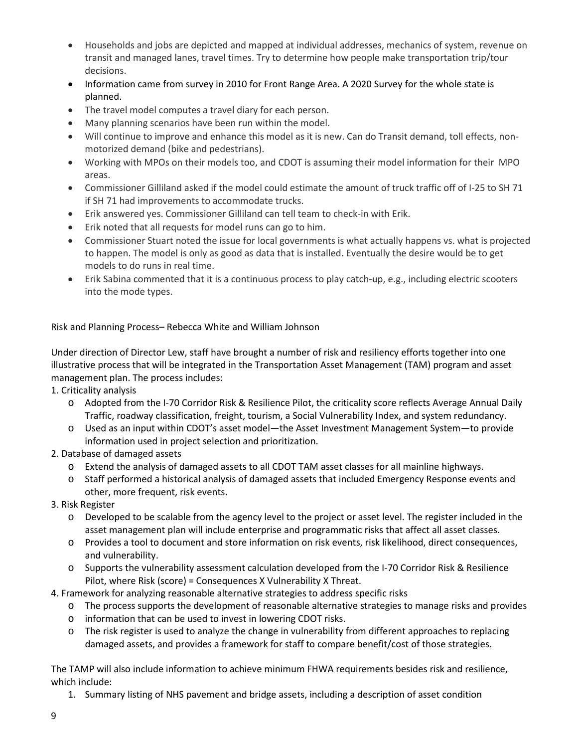- Households and jobs are depicted and mapped at individual addresses, mechanics of system, revenue on transit and managed lanes, travel times. Try to determine how people make transportation trip/tour decisions.
- Information came from survey in 2010 for Front Range Area. A 2020 Survey for the whole state is planned.
- The travel model computes a travel diary for each person.
- Many planning scenarios have been run within the model.
- Will continue to improve and enhance this model as it is new. Can do Transit demand, toll effects, non-motorized demand (bike and pedestrians).
- Working with MPOs on their models too, and CDOT is assuming their model information for their MPO areas.
- Commissioner Gilliland asked if the model could estimate the amount of truck traffic off of I-25 to SH 71 if SH 71 had improvements to accommodate trucks.
- Erik answered yes. Commissioner Gilliland can tell team to check-in with Erik.
- Erik noted that all requests for model runs can go to him.
- Commissioner Stuart noted the issue for local governments is what actually happens vs. what is projected to happen. The model is only as good as data that is installed. Eventually the desire would be to get models to do runs in real time.
- Erik Sabina commented that it is a continuous process to play catch-up, e.g., including electric scooters into the mode types.

Risk and Planning Process– Rebecca White and William Johnson

Under direction of Director Lew, staff have brought a number of risk and resiliency efforts together into one illustrative process that will be integrated in the Transportation Asset Management (TAM) program and asset management plan. The process includes:

1. Criticality analysis
   - Adopted from the I-70 Corridor Risk & Resilience Pilot, the criticality score reflects Average Annual Daily Traffic, roadway classification, freight, tourism, a Social Vulnerability Index, and system redundancy.
   - Used as an input within CDOT's asset model—the Asset Investment Management System—to provide information used in project selection and prioritization.
2. Database of damaged assets
   - Extend the analysis of damaged assets to all CDOT TAM asset classes for all mainline highways.
   - Staff performed a historical analysis of damaged assets that included Emergency Response events and other, more frequent, risk events.
3. Risk Register
   - Developed to be scalable from the agency level to the project or asset level. The register included in the asset management plan will include enterprise and programmatic risks that affect all asset classes.
   - Provides a tool to document and store information on risk events, risk likelihood, direct consequences, and vulnerability.
   - Supports the vulnerability assessment calculation developed from the I-70 Corridor Risk & Resilience Pilot, where Risk (score) = Consequences X Vulnerability X Threat.
4. Framework for analyzing reasonable alternative strategies to address specific risks
   - The process supports the development of reasonable alternative strategies to manage risks and provides
   - information that can be used to invest in lowering CDOT risks.
   - The risk register is used to analyze the change in vulnerability from different approaches to replacing damaged assets, and provides a framework for staff to compare benefit/cost of those strategies.

The TAMP will also include information to achieve minimum FHWA requirements besides risk and resilience, which include:

1. Summary listing of NHS pavement and bridge assets, including a description of asset condition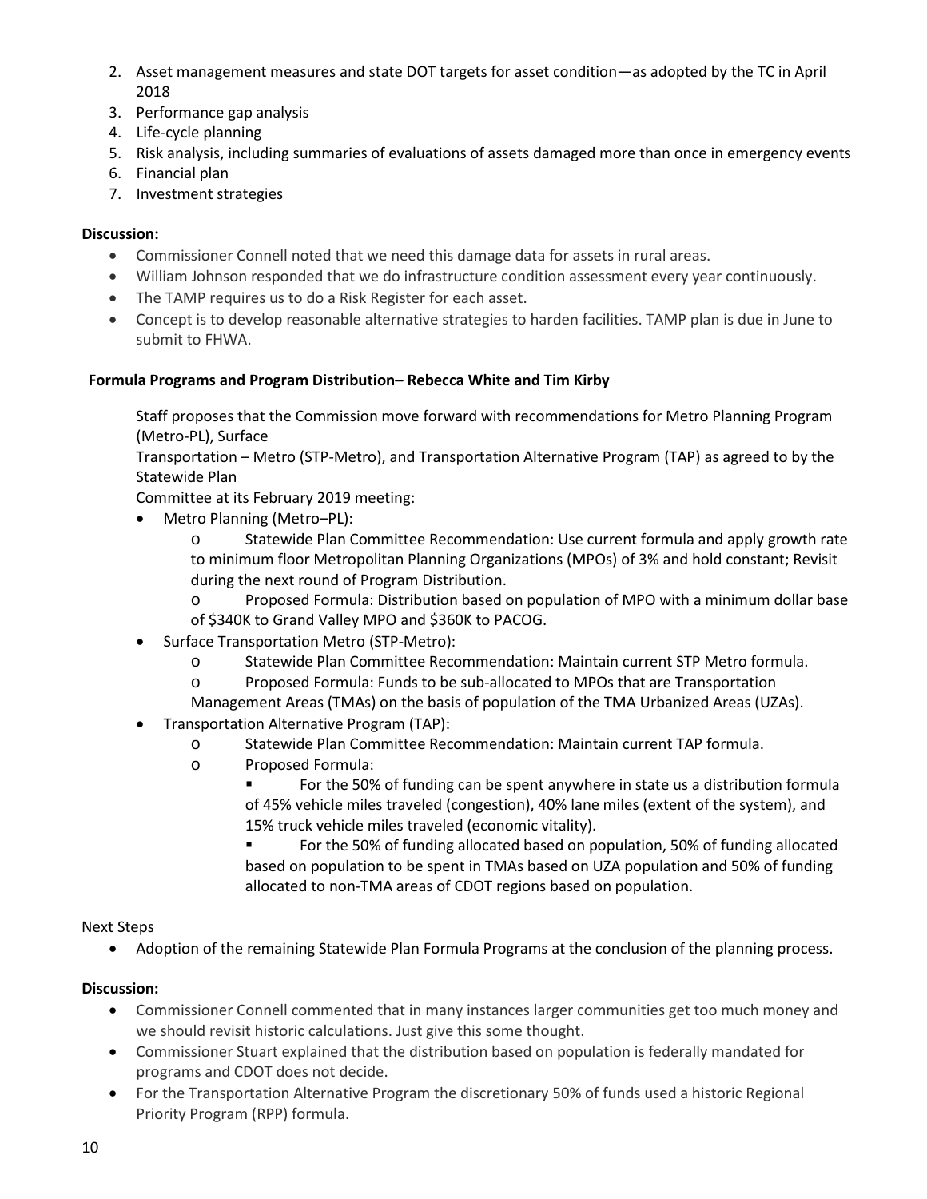2. Asset management measures and state DOT targets for asset condition—as adopted by the TC in April 2018
3. Performance gap analysis
4. Life-cycle planning
5. Risk analysis, including summaries of evaluations of assets damaged more than once in emergency events
6. Financial plan
7. Investment strategies

**Discussion:**

- Commissioner Connell noted that we need this damage data for assets in rural areas.
- William Johnson responded that we do infrastructure condition assessment every year continuously.
- The TAMP requires us to do a Risk Register for each asset.
- Concept is to develop reasonable alternative strategies to harden facilities. TAMP plan is due in June to submit to FHWA.

**Formula Programs and Program Distribution– Rebecca White and Tim Kirby**

Staff proposes that the Commission move forward with recommendations for Metro Planning Program (Metro-PL), Surface Transportation – Metro (STP-Metro), and Transportation Alternative Program (TAP) as agreed to by the Statewide Plan Committee at its February 2019 meeting:

- Metro Planning (Metro–PL):
  - o Statewide Plan Committee Recommendation: Use current formula and apply growth rate to minimum floor Metropolitan Planning Organizations (MPOs) of 3% and hold constant; Revisit during the next round of Program Distribution.
  - o Proposed Formula: Distribution based on population of MPO with a minimum dollar base of $340K to Grand Valley MPO and $360K to PACOG.
- Surface Transportation Metro (STP-Metro):
  - o Statewide Plan Committee Recommendation: Maintain current STP Metro formula.
  - o Proposed Formula: Funds to be sub-allocated to MPOs that are Transportation Management Areas (TMAs) on the basis of population of the TMA Urbanized Areas (UZAs).
- Transportation Alternative Program (TAP):
  - o Statewide Plan Committee Recommendation: Maintain current TAP formula.
  - o Proposed Formula:
    - For the 50% of funding can be spent anywhere in state us a distribution formula of 45% vehicle miles traveled (congestion), 40% lane miles (extent of the system), and 15% truck vehicle miles traveled (economic vitality).
    - For the 50% of funding allocated based on population, 50% of funding allocated based on population to be spent in TMAs based on UZA population and 50% of funding allocated to non-TMA areas of CDOT regions based on population.

Next Steps

- Adoption of the remaining Statewide Plan Formula Programs at the conclusion of the planning process.

**Discussion:**

- Commissioner Connell commented that in many instances larger communities get too much money and we should revisit historic calculations. Just give this some thought.
- Commissioner Stuart explained that the distribution based on population is federally mandated for programs and CDOT does not decide.
- For the Transportation Alternative Program the discretionary 50% of funds used a historic Regional Priority Program (RPP) formula.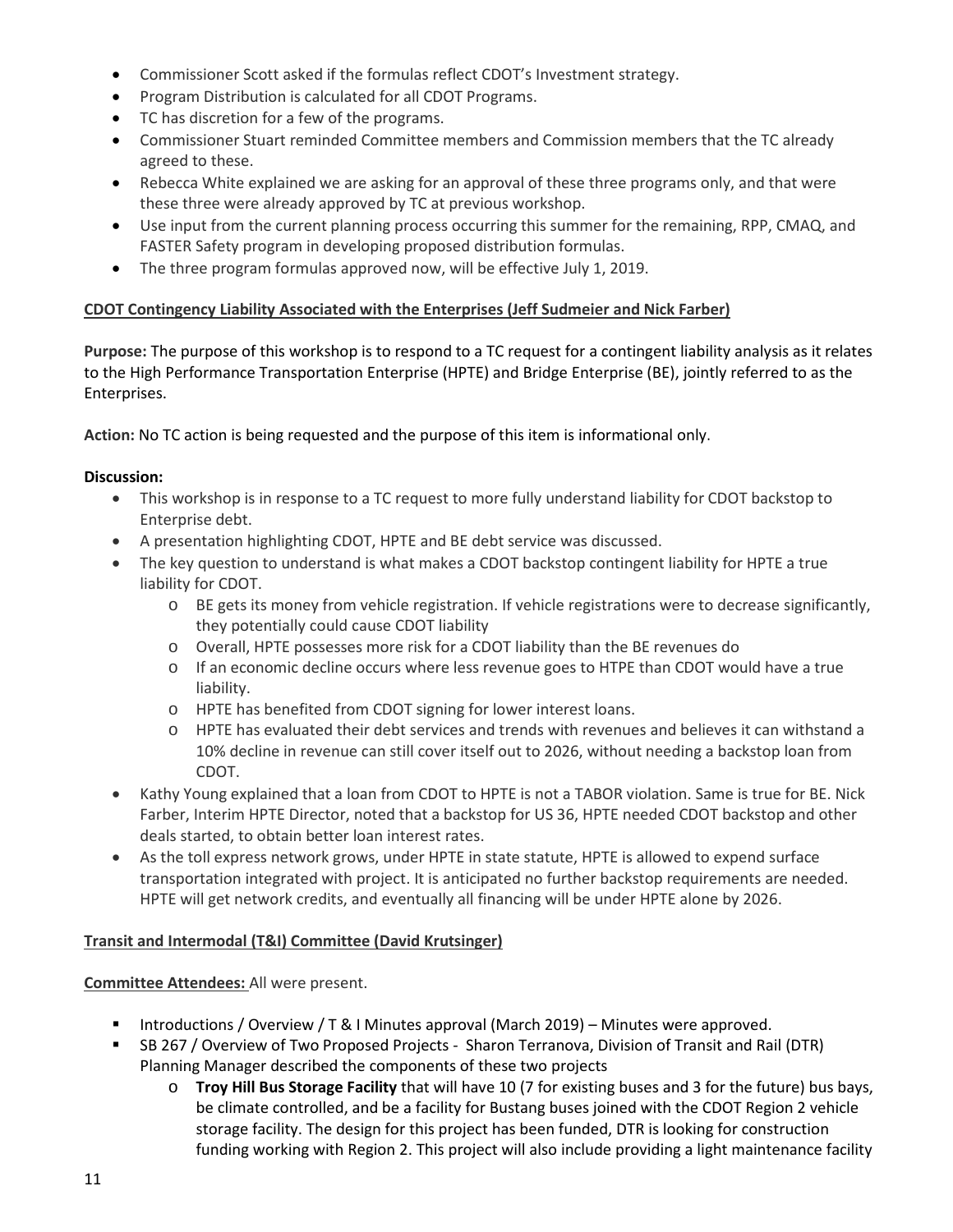- Commissioner Scott asked if the formulas reflect CDOT's Investment strategy.
- Program Distribution is calculated for all CDOT Programs.
- TC has discretion for a few of the programs.
- Commissioner Stuart reminded Committee members and Commission members that the TC already agreed to these.
- Rebecca White explained we are asking for an approval of these three programs only, and that were these three were already approved by TC at previous workshop.
- Use input from the current planning process occurring this summer for the remaining, RPP, CMAQ, and FASTER Safety program in developing proposed distribution formulas.
- The three program formulas approved now, will be effective July 1, 2019.

**CDOT Contingency Liability Associated with the Enterprises (Jeff Sudmeier and Nick Farber)**

**Purpose:** The purpose of this workshop is to respond to a TC request for a contingent liability analysis as it relates to the High Performance Transportation Enterprise (HPTE) and Bridge Enterprise (BE), jointly referred to as the Enterprises.

**Action:** No TC action is being requested and the purpose of this item is informational only.

**Discussion:**

- This workshop is in response to a TC request to more fully understand liability for CDOT backstop to Enterprise debt.
- A presentation highlighting CDOT, HPTE and BE debt service was discussed.
- The key question to understand is what makes a CDOT backstop contingent liability for HPTE a true liability for CDOT.
  - BE gets its money from vehicle registration. If vehicle registrations were to decrease significantly, they potentially could cause CDOT liability
  - Overall, HPTE possesses more risk for a CDOT liability than the BE revenues do
  - If an economic decline occurs where less revenue goes to HTPE than CDOT would have a true liability.
  - HPTE has benefited from CDOT signing for lower interest loans.
  - HPTE has evaluated their debt services and trends with revenues and believes it can withstand a 10% decline in revenue can still cover itself out to 2026, without needing a backstop loan from CDOT.
- Kathy Young explained that a loan from CDOT to HPTE is not a TABOR violation. Same is true for BE. Nick Farber, Interim HPTE Director, noted that a backstop for US 36, HPTE needed CDOT backstop and other deals started, to obtain better loan interest rates.
- As the toll express network grows, under HPTE in state statute, HPTE is allowed to expend surface transportation integrated with project. It is anticipated no further backstop requirements are needed. HPTE will get network credits, and eventually all financing will be under HPTE alone by 2026.

**Transit and Intermodal (T&I) Committee (David Krutsinger)**

**Committee Attendees:** All were present.

- Introductions / Overview / T & I Minutes approval (March 2019) – Minutes were approved.
- SB 267 / Overview of Two Proposed Projects - Sharon Terranova, Division of Transit and Rail (DTR) Planning Manager described the components of these two projects
  - **Troy Hill Bus Storage Facility** that will have 10 (7 for existing buses and 3 for the future) bus bays, be climate controlled, and be a facility for Bustang buses joined with the CDOT Region 2 vehicle storage facility. The design for this project has been funded, DTR is looking for construction funding working with Region 2. This project will also include providing a light maintenance facility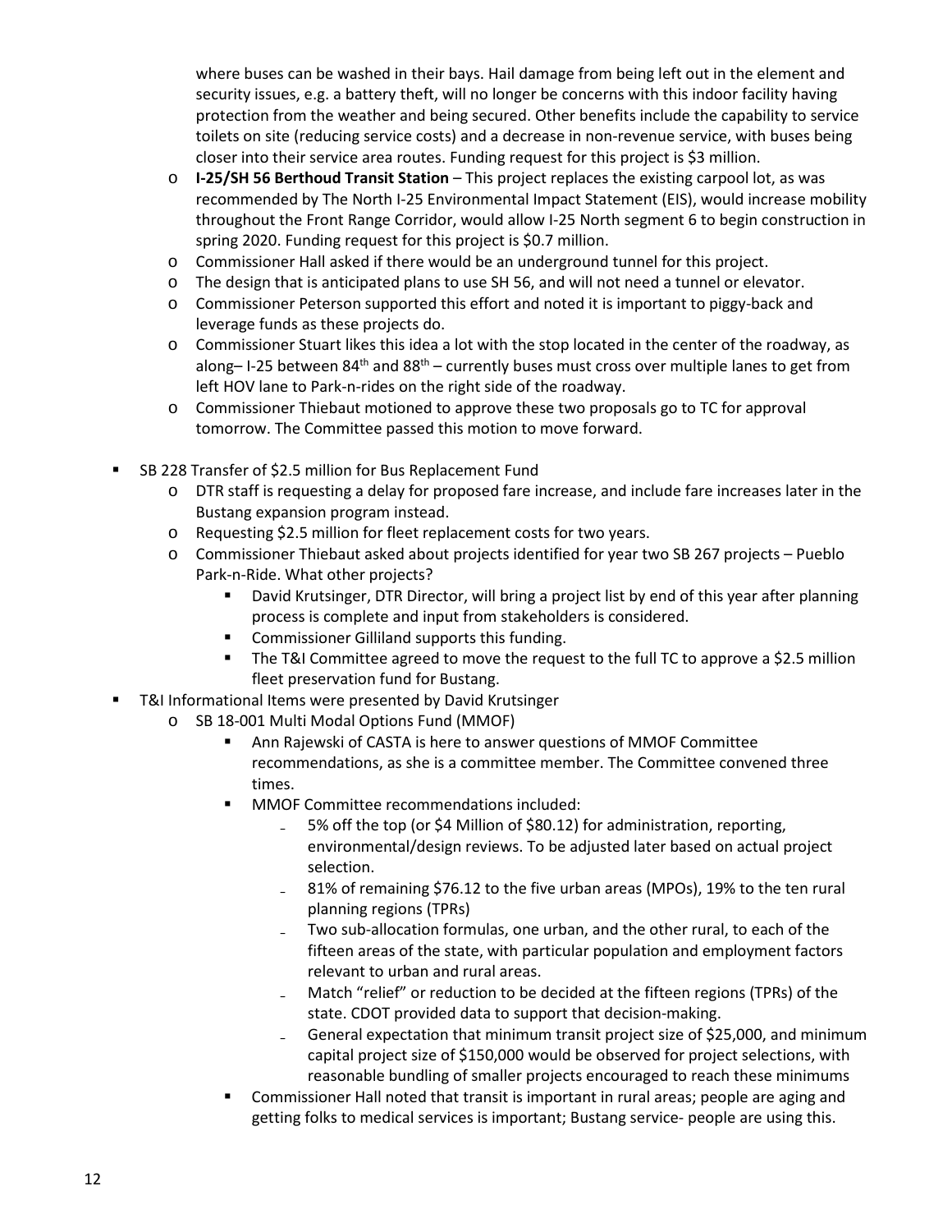where buses can be washed in their bays. Hail damage from being left out in the element and security issues, e.g. a battery theft, will no longer be concerns with this indoor facility having protection from the weather and being secured. Other benefits include the capability to service toilets on site (reducing service costs) and a decrease in non-revenue service, with buses being closer into their service area routes. Funding request for this project is $3 million.

- **I-25/SH 56 Berthoud Transit Station** – This project replaces the existing carpool lot, as was recommended by The North I-25 Environmental Impact Statement (EIS), would increase mobility throughout the Front Range Corridor, would allow I-25 North segment 6 to begin construction in spring 2020. Funding request for this project is $0.7 million.
- Commissioner Hall asked if there would be an underground tunnel for this project.
- The design that is anticipated plans to use SH 56, and will not need a tunnel or elevator.
- Commissioner Peterson supported this effort and noted it is important to piggy-back and leverage funds as these projects do.
- Commissioner Stuart likes this idea a lot with the stop located in the center of the roadway, as along– I-25 between 84th and 88th – currently buses must cross over multiple lanes to get from left HOV lane to Park-n-rides on the right side of the roadway.
- Commissioner Thiebaut motioned to approve these two proposals go to TC for approval tomorrow. The Committee passed this motion to move forward.

- SB 228 Transfer of $2.5 million for Bus Replacement Fund
  - DTR staff is requesting a delay for proposed fare increase, and include fare increases later in the Bustang expansion program instead.
  - Requesting $2.5 million for fleet replacement costs for two years.
  - Commissioner Thiebaut asked about projects identified for year two SB 267 projects – Pueblo Park-n-Ride. What other projects?
    - David Krutsinger, DTR Director, will bring a project list by end of this year after planning process is complete and input from stakeholders is considered.
    - Commissioner Gilliland supports this funding.
    - The T&I Committee agreed to move the request to the full TC to approve a $2.5 million fleet preservation fund for Bustang.
- T&I Informational Items were presented by David Krutsinger
  - SB 18-001 Multi Modal Options Fund (MMOF)
    - Ann Rajewski of CASTA is here to answer questions of MMOF Committee recommendations, as she is a committee member. The Committee convened three times.
    - MMOF Committee recommendations included:
      - 5% off the top (or $4 Million of $80.12) for administration, reporting, environmental/design reviews. To be adjusted later based on actual project selection.
      - 81% of remaining $76.12 to the five urban areas (MPOs), 19% to the ten rural planning regions (TPRs)
      - Two sub-allocation formulas, one urban, and the other rural, to each of the fifteen areas of the state, with particular population and employment factors relevant to urban and rural areas.
      - Match "relief" or reduction to be decided at the fifteen regions (TPRs) of the state. CDOT provided data to support that decision-making.
      - General expectation that minimum transit project size of $25,000, and minimum capital project size of $150,000 would be observed for project selections, with reasonable bundling of smaller projects encouraged to reach these minimums
    - Commissioner Hall noted that transit is important in rural areas; people are aging and getting folks to medical services is important; Bustang service- people are using this.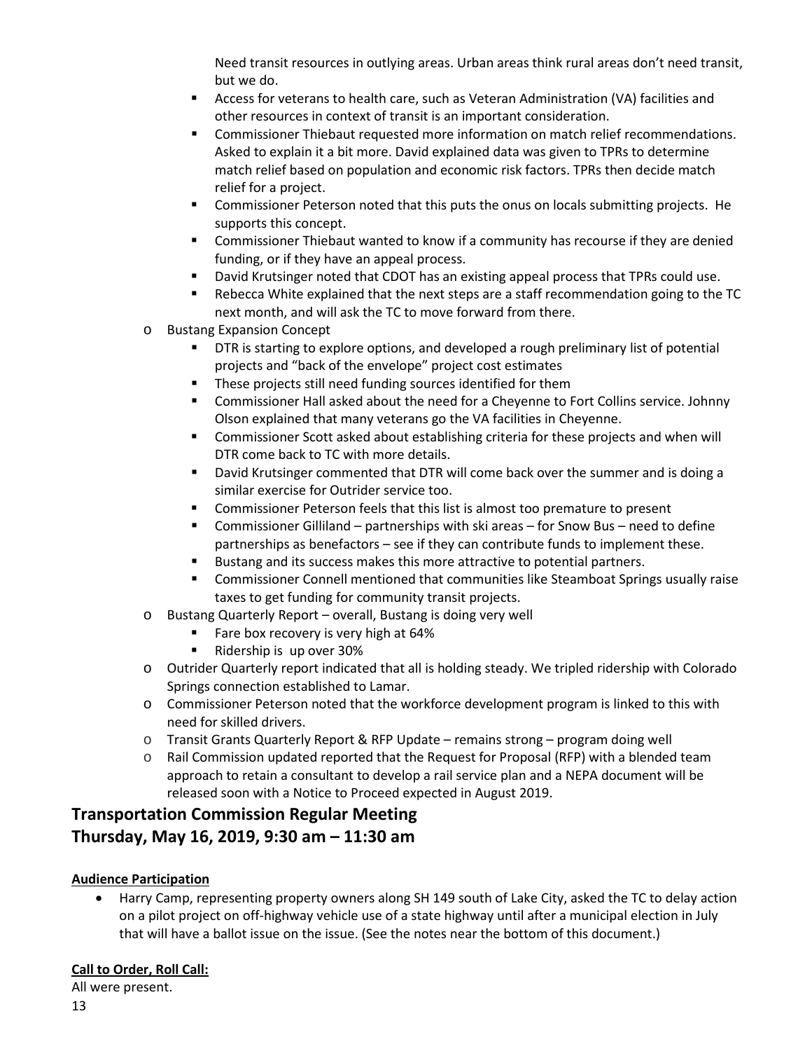Need transit resources in outlying areas. Urban areas think rural areas don't need transit, but we do.

    - Access for veterans to health care, such as Veteran Administration (VA) facilities and other resources in context of transit is an important consideration.
    - Commissioner Thiebaut requested more information on match relief recommendations. Asked to explain it a bit more. David explained data was given to TPRs to determine match relief based on population and economic risk factors. TPRs then decide match relief for a project.
    - Commissioner Peterson noted that this puts the onus on locals submitting projects. He supports this concept.
    - Commissioner Thiebaut wanted to know if a community has recourse if they are denied funding, or if they have an appeal process.
    - David Krutsinger noted that CDOT has an existing appeal process that TPRs could use.
    - Rebecca White explained that the next steps are a staff recommendation going to the TC next month, and will ask the TC to move forward from there.
- Bustang Expansion Concept
    - DTR is starting to explore options, and developed a rough preliminary list of potential projects and "back of the envelope" project cost estimates
    - These projects still need funding sources identified for them
    - Commissioner Hall asked about the need for a Cheyenne to Fort Collins service. Johnny Olson explained that many veterans go the VA facilities in Cheyenne.
    - Commissioner Scott asked about establishing criteria for these projects and when will DTR come back to TC with more details.
    - David Krutsinger commented that DTR will come back over the summer and is doing a similar exercise for Outrider service too.
    - Commissioner Peterson feels that this list is almost too premature to present
    - Commissioner Gilliland – partnerships with ski areas – for Snow Bus – need to define partnerships as benefactors – see if they can contribute funds to implement these.
    - Bustang and its success makes this more attractive to potential partners.
    - Commissioner Connell mentioned that communities like Steamboat Springs usually raise taxes to get funding for community transit projects.
- Bustang Quarterly Report – overall, Bustang is doing very well
    - Fare box recovery is very high at 64%
    - Ridership is up over 30%
- Outrider Quarterly report indicated that all is holding steady. We tripled ridership with Colorado Springs connection established to Lamar.
- Commissioner Peterson noted that the workforce development program is linked to this with need for skilled drivers.
- Transit Grants Quarterly Report & RFP Update – remains strong – program doing well
- Rail Commission updated reported that the Request for Proposal (RFP) with a blended team approach to retain a consultant to develop a rail service plan and a NEPA document will be released soon with a Notice to Proceed expected in August 2019.

## Transportation Commission Regular Meeting
## Thursday, May 16, 2019, 9:30 am – 11:30 am

**Audience Participation**

- Harry Camp, representing property owners along SH 149 south of Lake City, asked the TC to delay action on a pilot project on off-highway vehicle use of a state highway until after a municipal election in July that will have a ballot issue on the issue. (See the notes near the bottom of this document.)

**Call to Order, Roll Call:**

All were present.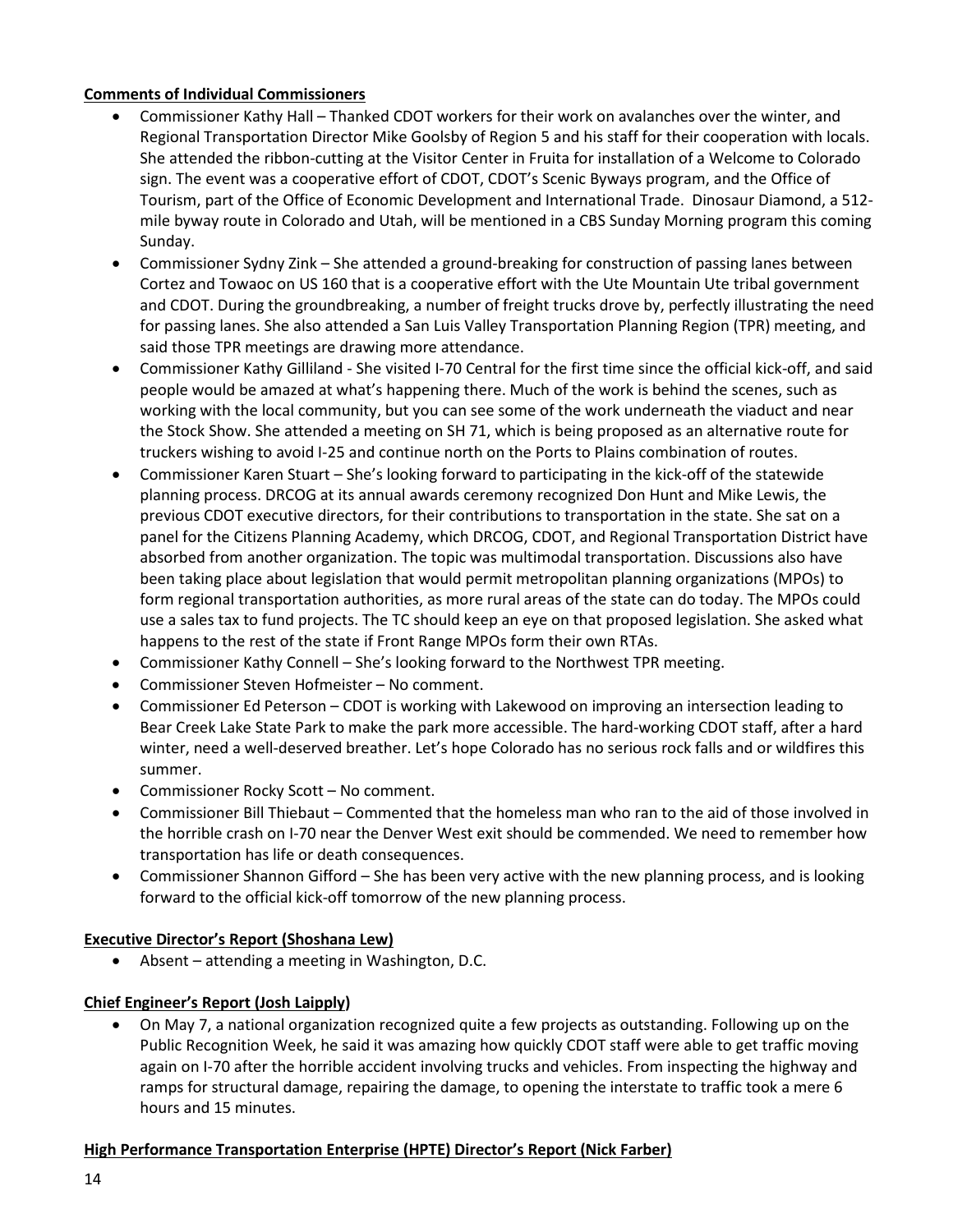**Comments of Individual Commissioners**

- Commissioner Kathy Hall – Thanked CDOT workers for their work on avalanches over the winter, and Regional Transportation Director Mike Goolsby of Region 5 and his staff for their cooperation with locals. She attended the ribbon-cutting at the Visitor Center in Fruita for installation of a Welcome to Colorado sign. The event was a cooperative effort of CDOT, CDOT's Scenic Byways program, and the Office of Tourism, part of the Office of Economic Development and International Trade. Dinosaur Diamond, a 512-mile byway route in Colorado and Utah, will be mentioned in a CBS Sunday Morning program this coming Sunday.
- Commissioner Sydny Zink – She attended a ground-breaking for construction of passing lanes between Cortez and Towaoc on US 160 that is a cooperative effort with the Ute Mountain Ute tribal government and CDOT. During the groundbreaking, a number of freight trucks drove by, perfectly illustrating the need for passing lanes. She also attended a San Luis Valley Transportation Planning Region (TPR) meeting, and said those TPR meetings are drawing more attendance.
- Commissioner Kathy Gilliland - She visited I-70 Central for the first time since the official kick-off, and said people would be amazed at what's happening there. Much of the work is behind the scenes, such as working with the local community, but you can see some of the work underneath the viaduct and near the Stock Show. She attended a meeting on SH 71, which is being proposed as an alternative route for truckers wishing to avoid I-25 and continue north on the Ports to Plains combination of routes.
- Commissioner Karen Stuart – She's looking forward to participating in the kick-off of the statewide planning process. DRCOG at its annual awards ceremony recognized Don Hunt and Mike Lewis, the previous CDOT executive directors, for their contributions to transportation in the state. She sat on a panel for the Citizens Planning Academy, which DRCOG, CDOT, and Regional Transportation District have absorbed from another organization. The topic was multimodal transportation. Discussions also have been taking place about legislation that would permit metropolitan planning organizations (MPOs) to form regional transportation authorities, as more rural areas of the state can do today. The MPOs could use a sales tax to fund projects. The TC should keep an eye on that proposed legislation. She asked what happens to the rest of the state if Front Range MPOs form their own RTAs.
- Commissioner Kathy Connell – She's looking forward to the Northwest TPR meeting.
- Commissioner Steven Hofmeister – No comment.
- Commissioner Ed Peterson – CDOT is working with Lakewood on improving an intersection leading to Bear Creek Lake State Park to make the park more accessible. The hard-working CDOT staff, after a hard winter, need a well-deserved breather. Let's hope Colorado has no serious rock falls and or wildfires this summer.
- Commissioner Rocky Scott – No comment.
- Commissioner Bill Thiebaut – Commented that the homeless man who ran to the aid of those involved in the horrible crash on I-70 near the Denver West exit should be commended. We need to remember how transportation has life or death consequences.
- Commissioner Shannon Gifford – She has been very active with the new planning process, and is looking forward to the official kick-off tomorrow of the new planning process.

**Executive Director's Report (Shoshana Lew)**

- Absent – attending a meeting in Washington, D.C.

**Chief Engineer's Report (Josh Laipply)**

- On May 7, a national organization recognized quite a few projects as outstanding. Following up on the Public Recognition Week, he said it was amazing how quickly CDOT staff were able to get traffic moving again on I-70 after the horrible accident involving trucks and vehicles. From inspecting the highway and ramps for structural damage, repairing the damage, to opening the interstate to traffic took a mere 6 hours and 15 minutes.

**High Performance Transportation Enterprise (HPTE) Director's Report (Nick Farber)**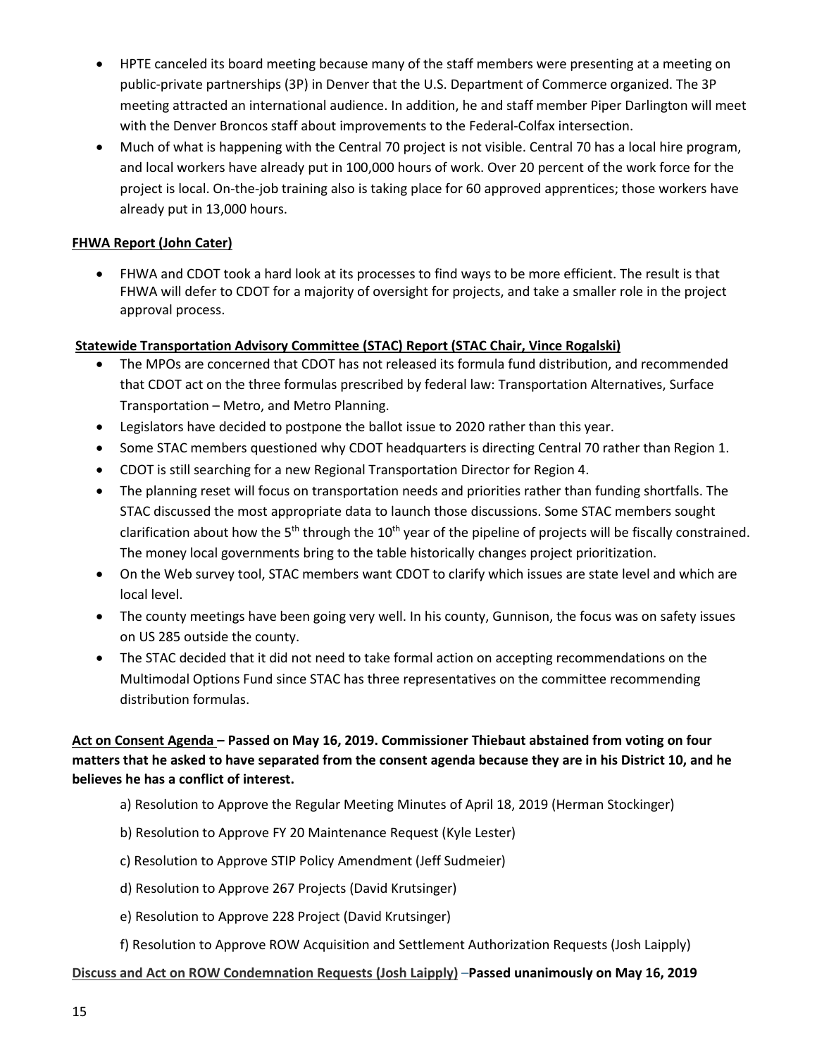- HPTE canceled its board meeting because many of the staff members were presenting at a meeting on public-private partnerships (3P) in Denver that the U.S. Department of Commerce organized. The 3P meeting attracted an international audience. In addition, he and staff member Piper Darlington will meet with the Denver Broncos staff about improvements to the Federal-Colfax intersection.
- Much of what is happening with the Central 70 project is not visible. Central 70 has a local hire program, and local workers have already put in 100,000 hours of work. Over 20 percent of the work force for the project is local. On-the-job training also is taking place for 60 approved apprentices; those workers have already put in 13,000 hours.

**FHWA Report (John Cater)**

- FHWA and CDOT took a hard look at its processes to find ways to be more efficient. The result is that FHWA will defer to CDOT for a majority of oversight for projects, and take a smaller role in the project approval process.

**Statewide Transportation Advisory Committee (STAC) Report (STAC Chair, Vince Rogalski)**

- The MPOs are concerned that CDOT has not released its formula fund distribution, and recommended that CDOT act on the three formulas prescribed by federal law: Transportation Alternatives, Surface Transportation – Metro, and Metro Planning.
- Legislators have decided to postpone the ballot issue to 2020 rather than this year.
- Some STAC members questioned why CDOT headquarters is directing Central 70 rather than Region 1.
- CDOT is still searching for a new Regional Transportation Director for Region 4.
- The planning reset will focus on transportation needs and priorities rather than funding shortfalls. The STAC discussed the most appropriate data to launch those discussions. Some STAC members sought clarification about how the 5th through the 10th year of the pipeline of projects will be fiscally constrained. The money local governments bring to the table historically changes project prioritization.
- On the Web survey tool, STAC members want CDOT to clarify which issues are state level and which are local level.
- The county meetings have been going very well. In his county, Gunnison, the focus was on safety issues on US 285 outside the county.
- The STAC decided that it did not need to take formal action on accepting recommendations on the Multimodal Options Fund since STAC has three representatives on the committee recommending distribution formulas.

**Act on Consent Agenda – Passed on May 16, 2019. Commissioner Thiebaut abstained from voting on four matters that he asked to have separated from the consent agenda because they are in his District 10, and he believes he has a conflict of interest.**

a) Resolution to Approve the Regular Meeting Minutes of April 18, 2019 (Herman Stockinger)

b) Resolution to Approve FY 20 Maintenance Request (Kyle Lester)

c) Resolution to Approve STIP Policy Amendment (Jeff Sudmeier)

d) Resolution to Approve 267 Projects (David Krutsinger)

e) Resolution to Approve 228 Project (David Krutsinger)

f) Resolution to Approve ROW Acquisition and Settlement Authorization Requests (Josh Laipply)

**Discuss and Act on ROW Condemnation Requests (Josh Laipply) –Passed unanimously on May 16, 2019**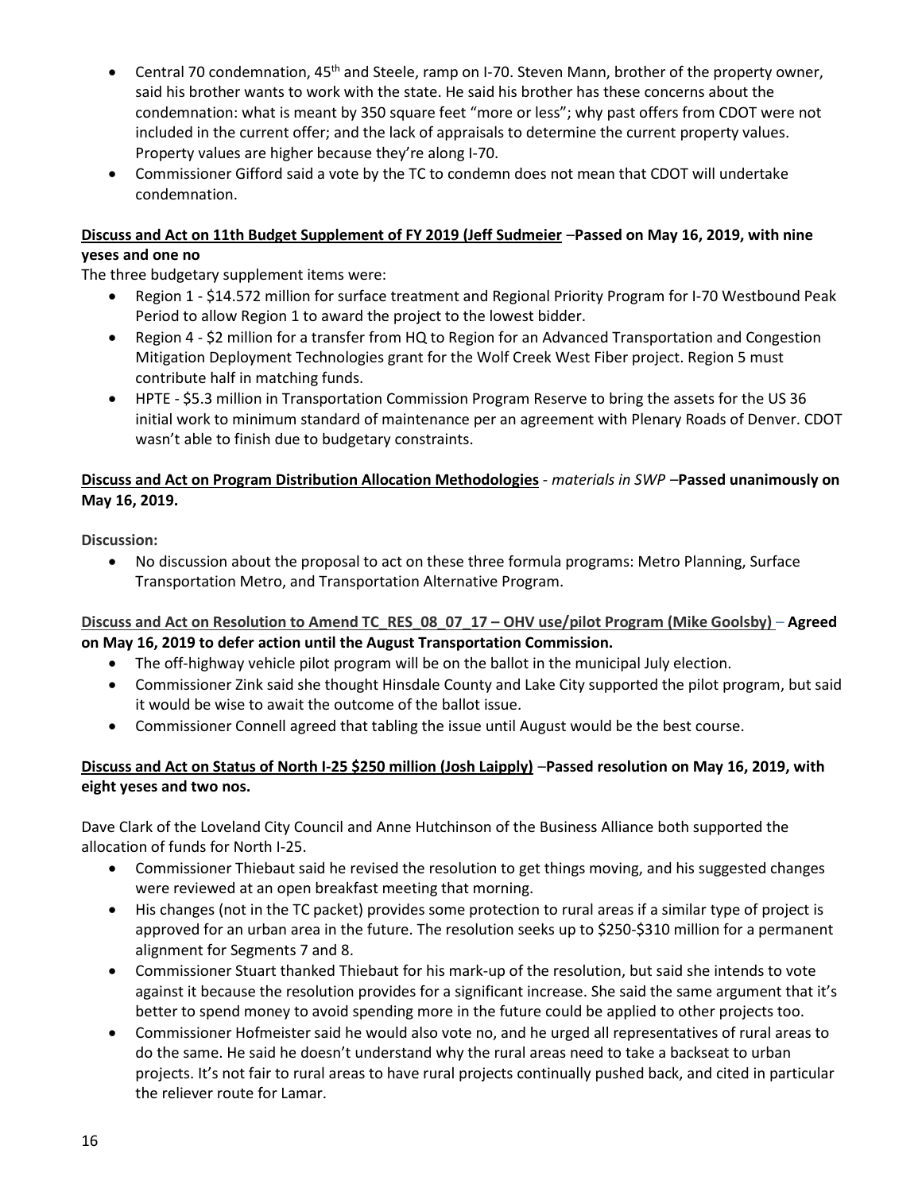- Central 70 condemnation, 45th and Steele, ramp on I-70. Steven Mann, brother of the property owner, said his brother wants to work with the state. He said his brother has these concerns about the condemnation: what is meant by 350 square feet "more or less"; why past offers from CDOT were not included in the current offer; and the lack of appraisals to determine the current property values. Property values are higher because they're along I-70.
- Commissioner Gifford said a vote by the TC to condemn does not mean that CDOT will undertake condemnation.

**Discuss and Act on 11th Budget Supplement of FY 2019 (Jeff Sudmeier –Passed on May 16, 2019, with nine yeses and one no**

The three budgetary supplement items were:

- Region 1 - $14.572 million for surface treatment and Regional Priority Program for I-70 Westbound Peak Period to allow Region 1 to award the project to the lowest bidder.
- Region 4 - $2 million for a transfer from HQ to Region for an Advanced Transportation and Congestion Mitigation Deployment Technologies grant for the Wolf Creek West Fiber project. Region 5 must contribute half in matching funds.
- HPTE - $5.3 million in Transportation Commission Program Reserve to bring the assets for the US 36 initial work to minimum standard of maintenance per an agreement with Plenary Roads of Denver. CDOT wasn't able to finish due to budgetary constraints.

**Discuss and Act on Program Distribution Allocation Methodologies** - *materials in SWP* –**Passed unanimously on May 16, 2019.**

**Discussion:**

- No discussion about the proposal to act on these three formula programs: Metro Planning, Surface Transportation Metro, and Transportation Alternative Program.

**Discuss and Act on Resolution to Amend TC_RES_08_07_17 – OHV use/pilot Program (Mike Goolsby)** – **Agreed on May 16, 2019 to defer action until the August Transportation Commission.**

- The off-highway vehicle pilot program will be on the ballot in the municipal July election.
- Commissioner Zink said she thought Hinsdale County and Lake City supported the pilot program, but said it would be wise to await the outcome of the ballot issue.
- Commissioner Connell agreed that tabling the issue until August would be the best course.

**Discuss and Act on Status of North I-25 $250 million (Josh Laipply)** –**Passed resolution on May 16, 2019, with eight yeses and two nos.**

Dave Clark of the Loveland City Council and Anne Hutchinson of the Business Alliance both supported the allocation of funds for North I-25.

- Commissioner Thiebaut said he revised the resolution to get things moving, and his suggested changes were reviewed at an open breakfast meeting that morning.
- His changes (not in the TC packet) provides some protection to rural areas if a similar type of project is approved for an urban area in the future. The resolution seeks up to $250-$310 million for a permanent alignment for Segments 7 and 8.
- Commissioner Stuart thanked Thiebaut for his mark-up of the resolution, but said she intends to vote against it because the resolution provides for a significant increase. She said the same argument that it's better to spend money to avoid spending more in the future could be applied to other projects too.
- Commissioner Hofmeister said he would also vote no, and he urged all representatives of rural areas to do the same. He said he doesn't understand why the rural areas need to take a backseat to urban projects. It's not fair to rural areas to have rural projects continually pushed back, and cited in particular the reliever route for Lamar.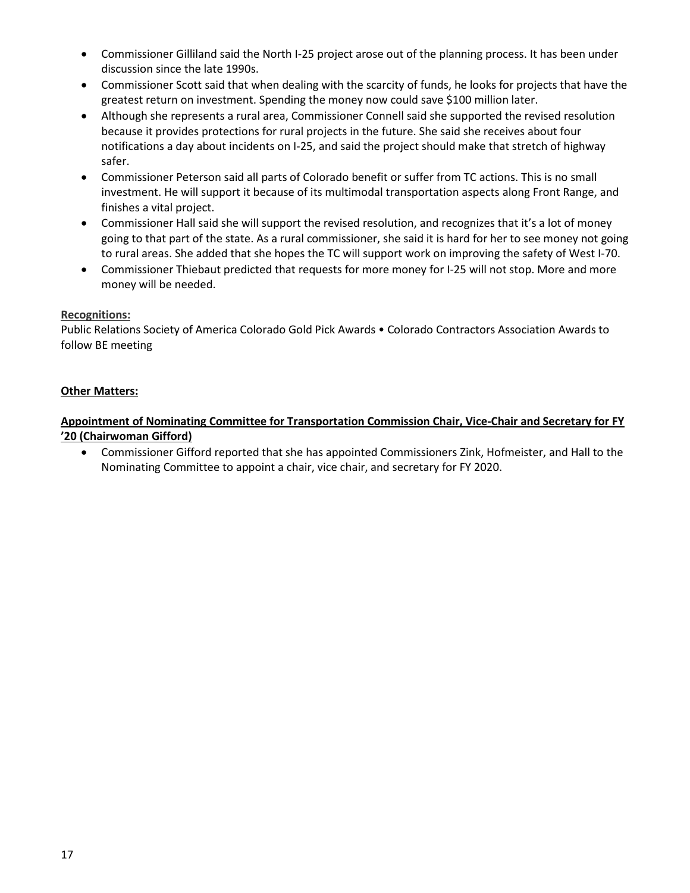- Commissioner Gilliland said the North I-25 project arose out of the planning process. It has been under discussion since the late 1990s.
- Commissioner Scott said that when dealing with the scarcity of funds, he looks for projects that have the greatest return on investment. Spending the money now could save $100 million later.
- Although she represents a rural area, Commissioner Connell said she supported the revised resolution because it provides protections for rural projects in the future. She said she receives about four notifications a day about incidents on I-25, and said the project should make that stretch of highway safer.
- Commissioner Peterson said all parts of Colorado benefit or suffer from TC actions. This is no small investment. He will support it because of its multimodal transportation aspects along Front Range, and finishes a vital project.
- Commissioner Hall said she will support the revised resolution, and recognizes that it's a lot of money going to that part of the state. As a rural commissioner, she said it is hard for her to see money not going to rural areas. She added that she hopes the TC will support work on improving the safety of West I-70.
- Commissioner Thiebaut predicted that requests for more money for I-25 will not stop. More and more money will be needed.

**Recognitions:**

Public Relations Society of America Colorado Gold Pick Awards • Colorado Contractors Association Awards to follow BE meeting

**Other Matters:**

**Appointment of Nominating Committee for Transportation Commission Chair, Vice-Chair and Secretary for FY '20 (Chairwoman Gifford)**

- Commissioner Gifford reported that she has appointed Commissioners Zink, Hofmeister, and Hall to the Nominating Committee to appoint a chair, vice chair, and secretary for FY 2020.